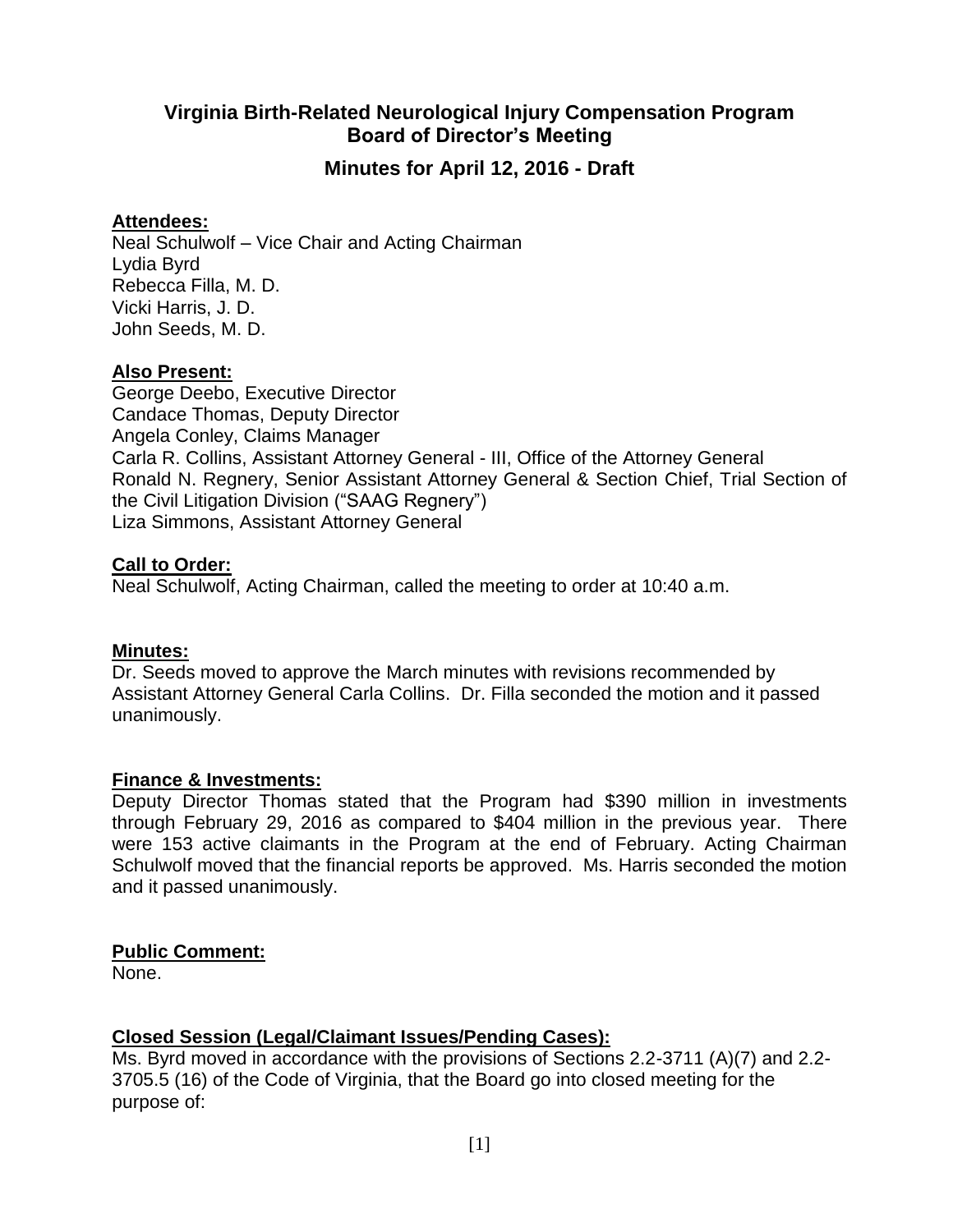# Virginia Birth-Related Neurological Injury Compensation Program Board of Director's Meeting

## Minutes for April 12, 2016 - Draft

**Attendees:**

Neal Schulwolf – Vice Chair and Acting Chairman
Lydia Byrd
Rebecca Filla, M. D.
Vicki Harris, J. D.
John Seeds, M. D.

**Also Present:**

George Deebo, Executive Director
Candace Thomas, Deputy Director
Angela Conley, Claims Manager
Carla R. Collins, Assistant Attorney General - III, Office of the Attorney General
Ronald N. Regnery, Senior Assistant Attorney General & Section Chief, Trial Section of the Civil Litigation Division ("SAAG Regnery")
Liza Simmons, Assistant Attorney General

**Call to Order:**

Neal Schulwolf, Acting Chairman, called the meeting to order at 10:40 a.m.

**Minutes:**

Dr. Seeds moved to approve the March minutes with revisions recommended by Assistant Attorney General Carla Collins. Dr. Filla seconded the motion and it passed unanimously.

**Finance & Investments:**

Deputy Director Thomas stated that the Program had $390 million in investments through February 29, 2016 as compared to $404 million in the previous year. There were 153 active claimants in the Program at the end of February. Acting Chairman Schulwolf moved that the financial reports be approved. Ms. Harris seconded the motion and it passed unanimously.

**Public Comment:**

None.

**Closed Session (Legal/Claimant Issues/Pending Cases):**

Ms. Byrd moved in accordance with the provisions of Sections 2.2-3711 (A)(7) and 2.2-3705.5 (16) of the Code of Virginia, that the Board go into closed meeting for the purpose of: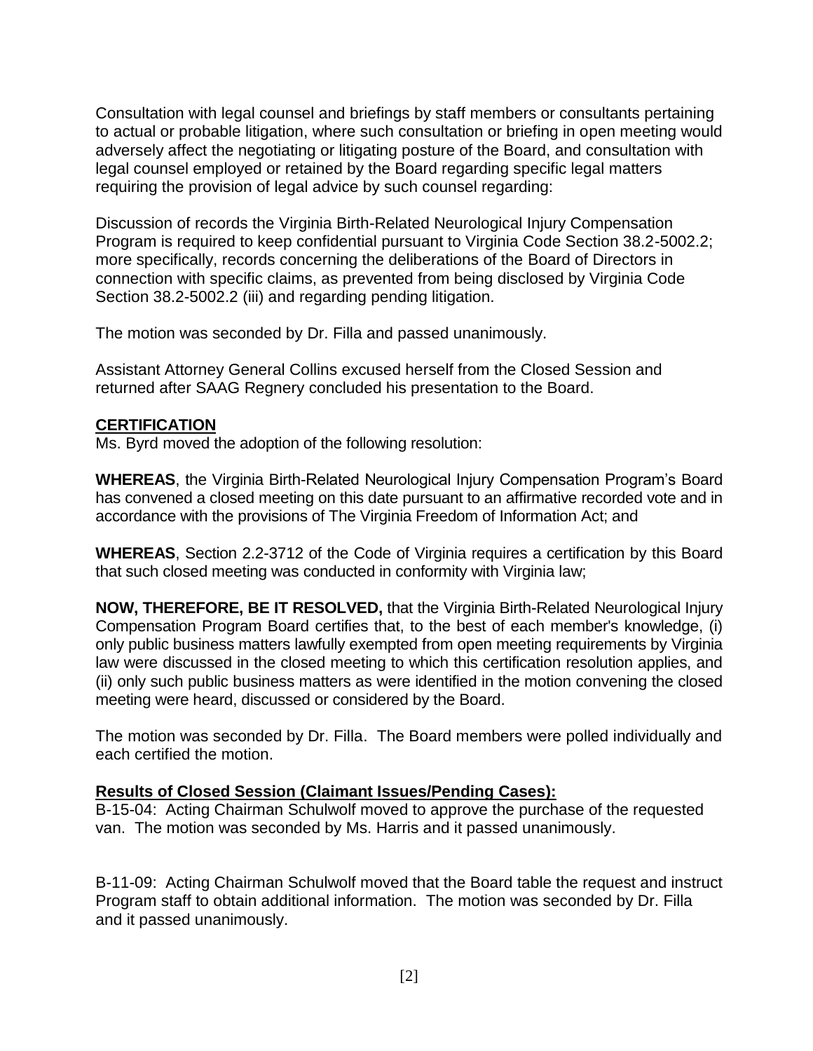Consultation with legal counsel and briefings by staff members or consultants pertaining to actual or probable litigation, where such consultation or briefing in open meeting would adversely affect the negotiating or litigating posture of the Board, and consultation with legal counsel employed or retained by the Board regarding specific legal matters requiring the provision of legal advice by such counsel regarding:

Discussion of records the Virginia Birth-Related Neurological Injury Compensation Program is required to keep confidential pursuant to Virginia Code Section 38.2-5002.2; more specifically, records concerning the deliberations of the Board of Directors in connection with specific claims, as prevented from being disclosed by Virginia Code Section 38.2-5002.2 (iii) and regarding pending litigation.

The motion was seconded by Dr. Filla and passed unanimously.

Assistant Attorney General Collins excused herself from the Closed Session and returned after SAAG Regnery concluded his presentation to the Board.

**CERTIFICATION**

Ms. Byrd moved the adoption of the following resolution:

**WHEREAS**, the Virginia Birth-Related Neurological Injury Compensation Program's Board has convened a closed meeting on this date pursuant to an affirmative recorded vote and in accordance with the provisions of The Virginia Freedom of Information Act; and

**WHEREAS**, Section 2.2-3712 of the Code of Virginia requires a certification by this Board that such closed meeting was conducted in conformity with Virginia law;

**NOW, THEREFORE, BE IT RESOLVED,** that the Virginia Birth-Related Neurological Injury Compensation Program Board certifies that, to the best of each member's knowledge, (i) only public business matters lawfully exempted from open meeting requirements by Virginia law were discussed in the closed meeting to which this certification resolution applies, and (ii) only such public business matters as were identified in the motion convening the closed meeting were heard, discussed or considered by the Board.

The motion was seconded by Dr. Filla. The Board members were polled individually and each certified the motion.

**Results of Closed Session (Claimant Issues/Pending Cases):**

B-15-04: Acting Chairman Schulwolf moved to approve the purchase of the requested van. The motion was seconded by Ms. Harris and it passed unanimously.

B-11-09: Acting Chairman Schulwolf moved that the Board table the request and instruct Program staff to obtain additional information. The motion was seconded by Dr. Filla and it passed unanimously.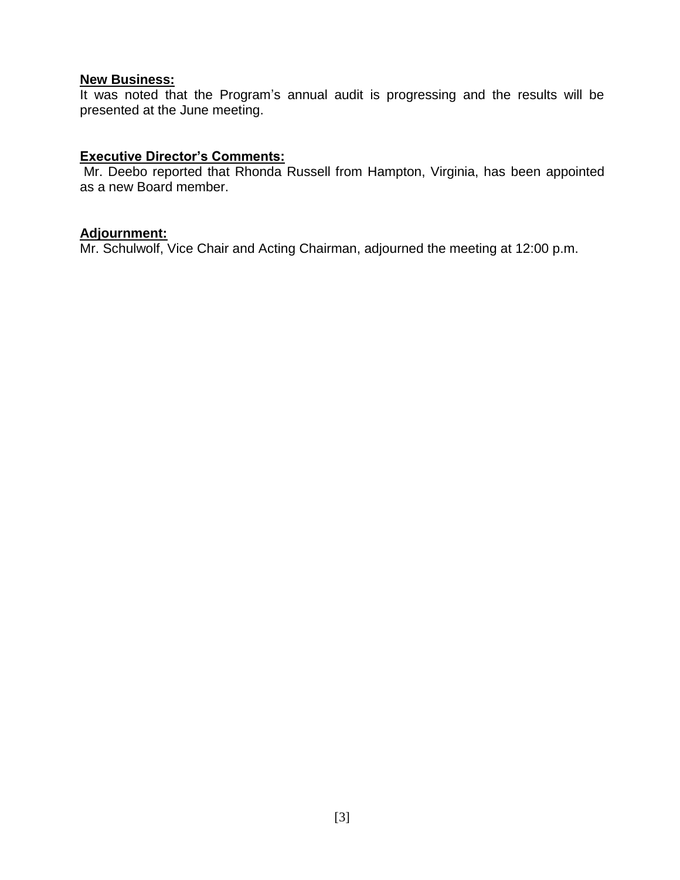**<u>New Business:</u>**

It was noted that the Program's annual audit is progressing and the results will be presented at the June meeting.

**<u>Executive Director's Comments:</u>**

Mr. Deebo reported that Rhonda Russell from Hampton, Virginia, has been appointed as a new Board member.

**<u>Adjournment:</u>**

Mr. Schulwolf, Vice Chair and Acting Chairman, adjourned the meeting at 12:00 p.m.